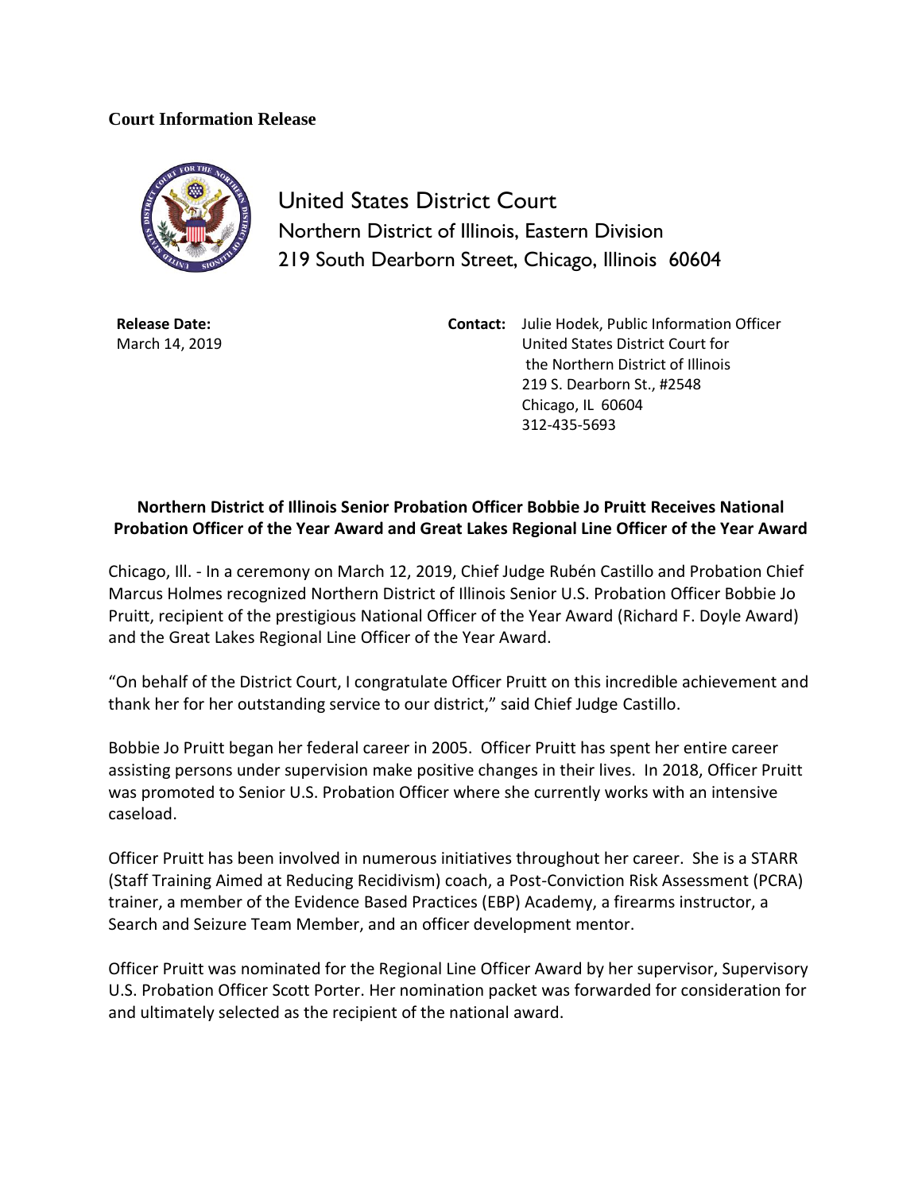**Court Information Release**

United States District Court
Northern District of Illinois, Eastern Division
219 South Dearborn Street, Chicago, Illinois 60604

**Release Date:**
March 14, 2019

**Contact:** Julie Hodek, Public Information Officer
United States District Court for
the Northern District of Illinois
219 S. Dearborn St., #2548
Chicago, IL 60604
312-435-5693

## Northern District of Illinois Senior Probation Officer Bobbie Jo Pruitt Receives National Probation Officer of the Year Award and Great Lakes Regional Line Officer of the Year Award

Chicago, Ill. - In a ceremony on March 12, 2019, Chief Judge Rubén Castillo and Probation Chief Marcus Holmes recognized Northern District of Illinois Senior U.S. Probation Officer Bobbie Jo Pruitt, recipient of the prestigious National Officer of the Year Award (Richard F. Doyle Award) and the Great Lakes Regional Line Officer of the Year Award.

"On behalf of the District Court, I congratulate Officer Pruitt on this incredible achievement and thank her for her outstanding service to our district," said Chief Judge Castillo.

Bobbie Jo Pruitt began her federal career in 2005. Officer Pruitt has spent her entire career assisting persons under supervision make positive changes in their lives. In 2018, Officer Pruitt was promoted to Senior U.S. Probation Officer where she currently works with an intensive caseload.

Officer Pruitt has been involved in numerous initiatives throughout her career. She is a STARR (Staff Training Aimed at Reducing Recidivism) coach, a Post-Conviction Risk Assessment (PCRA) trainer, a member of the Evidence Based Practices (EBP) Academy, a firearms instructor, a Search and Seizure Team Member, and an officer development mentor.

Officer Pruitt was nominated for the Regional Line Officer Award by her supervisor, Supervisory U.S. Probation Officer Scott Porter. Her nomination packet was forwarded for consideration for and ultimately selected as the recipient of the national award.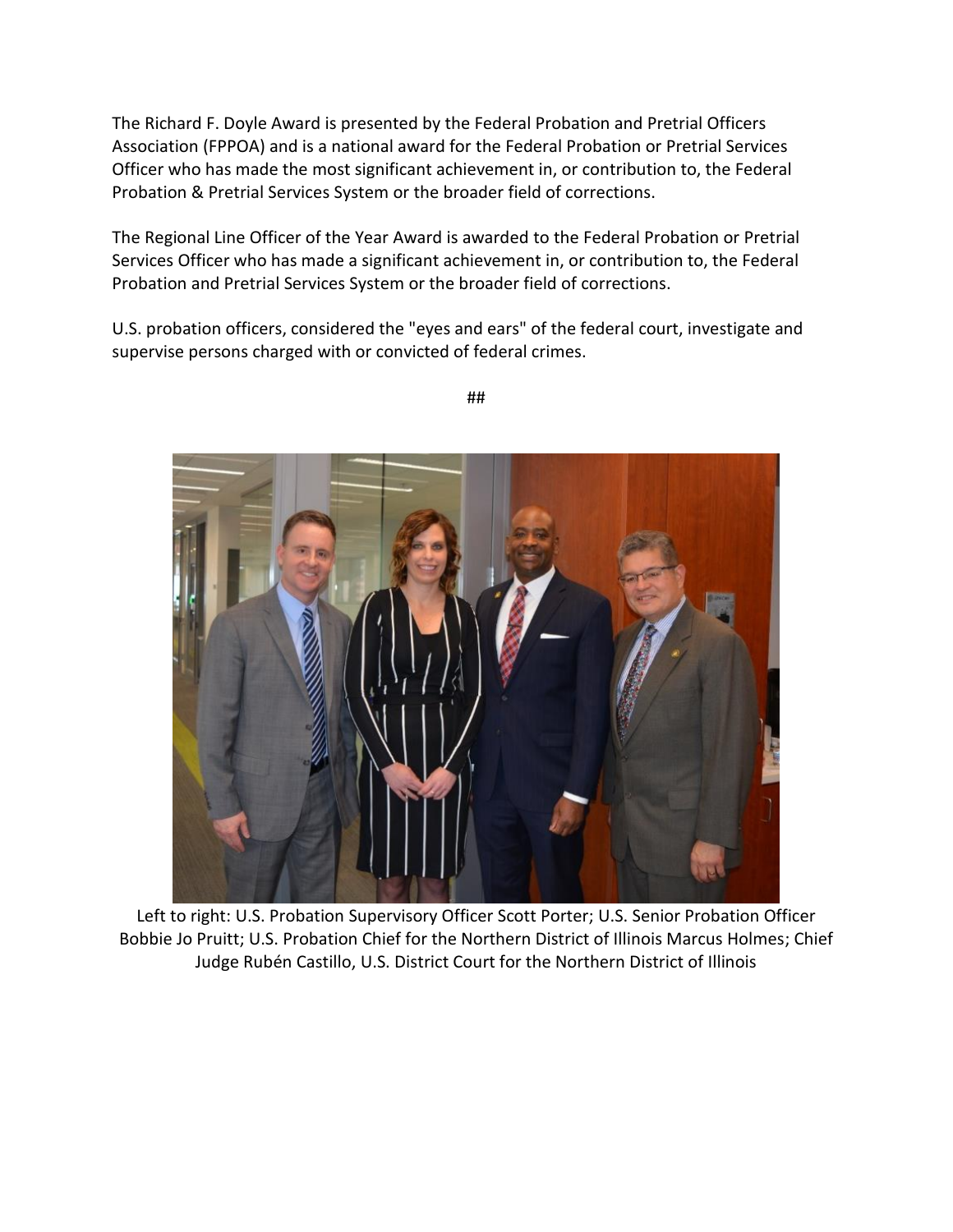The Richard F. Doyle Award is presented by the Federal Probation and Pretrial Officers Association (FPPOA) and is a national award for the Federal Probation or Pretrial Services Officer who has made the most significant achievement in, or contribution to, the Federal Probation & Pretrial Services System or the broader field of corrections.

The Regional Line Officer of the Year Award is awarded to the Federal Probation or Pretrial Services Officer who has made a significant achievement in, or contribution to, the Federal Probation and Pretrial Services System or the broader field of corrections.

U.S. probation officers, considered the "eyes and ears" of the federal court, investigate and supervise persons charged with or convicted of federal crimes.

##

Left to right: U.S. Probation Supervisory Officer Scott Porter; U.S. Senior Probation Officer Bobbie Jo Pruitt; U.S. Probation Chief for the Northern District of Illinois Marcus Holmes; Chief Judge Rubén Castillo, U.S. District Court for the Northern District of Illinois